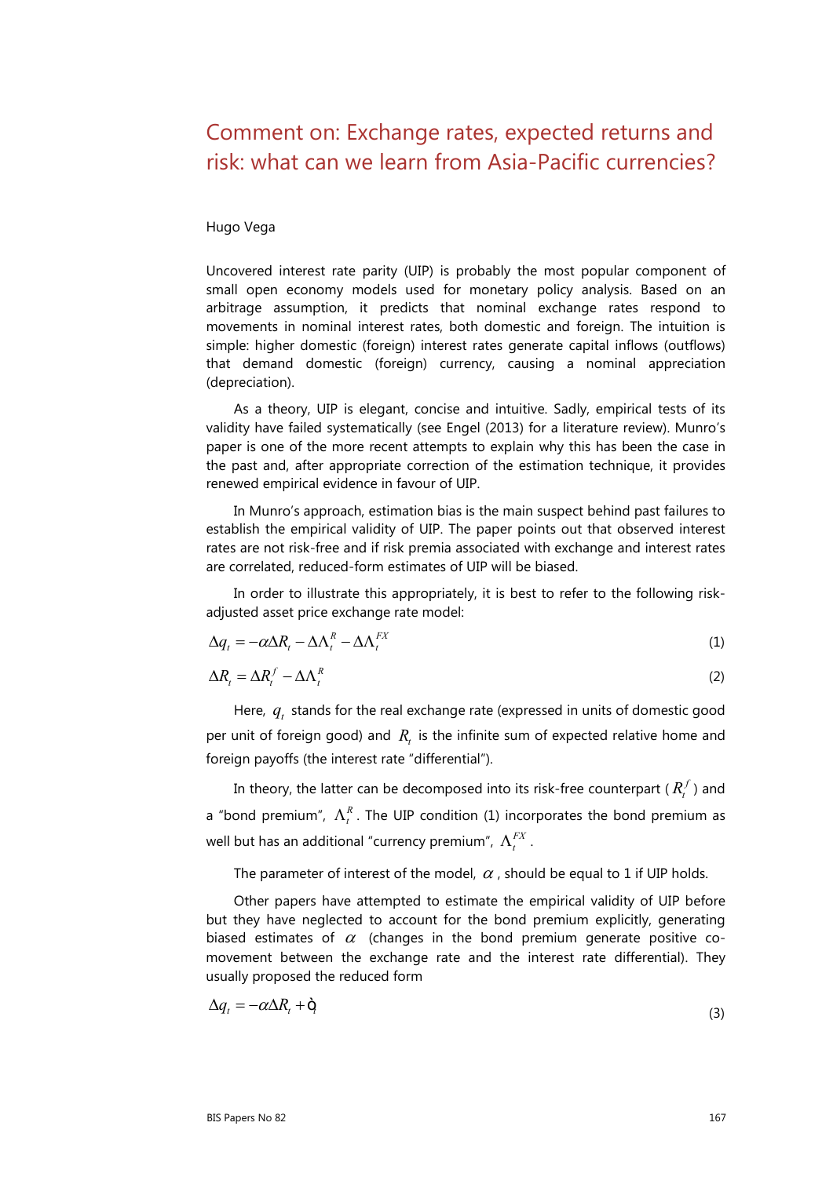# Comment on: Exchange rates, expected returns and risk: what can we learn from Asia-Pacific currencies?

Hugo Vega

Uncovered interest rate parity (UIP) is probably the most popular component of small open economy models used for monetary policy analysis. Based on an arbitrage assumption, it predicts that nominal exchange rates respond to movements in nominal interest rates, both domestic and foreign. The intuition is simple: higher domestic (foreign) interest rates generate capital inflows (outflows) that demand domestic (foreign) currency, causing a nominal appreciation (depreciation).

As a theory, UIP is elegant, concise and intuitive. Sadly, empirical tests of its validity have failed systematically (see Engel (2013) for a literature review). Munro's paper is one of the more recent attempts to explain why this has been the case in the past and, after appropriate correction of the estimation technique, it provides renewed empirical evidence in favour of UIP.

In Munro's approach, estimation bias is the main suspect behind past failures to establish the empirical validity of UIP. The paper points out that observed interest rates are not risk-free and if risk premia associated with exchange and interest rates are correlated, reduced-form estimates of UIP will be biased.

In order to illustrate this appropriately, it is best to refer to the following risk-adjusted asset price exchange rate model:

$$\Delta q_t = -\alpha \Delta R_t - \Delta \Lambda_t^R - \Delta \Lambda_t^{FX} \tag{1}$$

$$\Delta R_t = \Delta R_t^f - \Delta \Lambda_t^R \tag{2}$$

Here, $q_t$ stands for the real exchange rate (expressed in units of domestic good per unit of foreign good) and $R_t$ is the infinite sum of expected relative home and foreign payoffs (the interest rate "differential").

In theory, the latter can be decomposed into its risk-free counterpart ($R_t^f$) and a "bond premium", $\Lambda_t^R$. The UIP condition (1) incorporates the bond premium as well but has an additional "currency premium", $\Lambda_t^{FX}$.

The parameter of interest of the model, $\alpha$, should be equal to 1 if UIP holds.

Other papers have attempted to estimate the empirical validity of UIP before but they have neglected to account for the bond premium explicitly, generating biased estimates of $\alpha$ (changes in the bond premium generate positive co-movement between the exchange rate and the interest rate differential). They usually proposed the reduced form

$$\Delta q_t = -\alpha \Delta R_t + \epsilon_t \tag{3}$$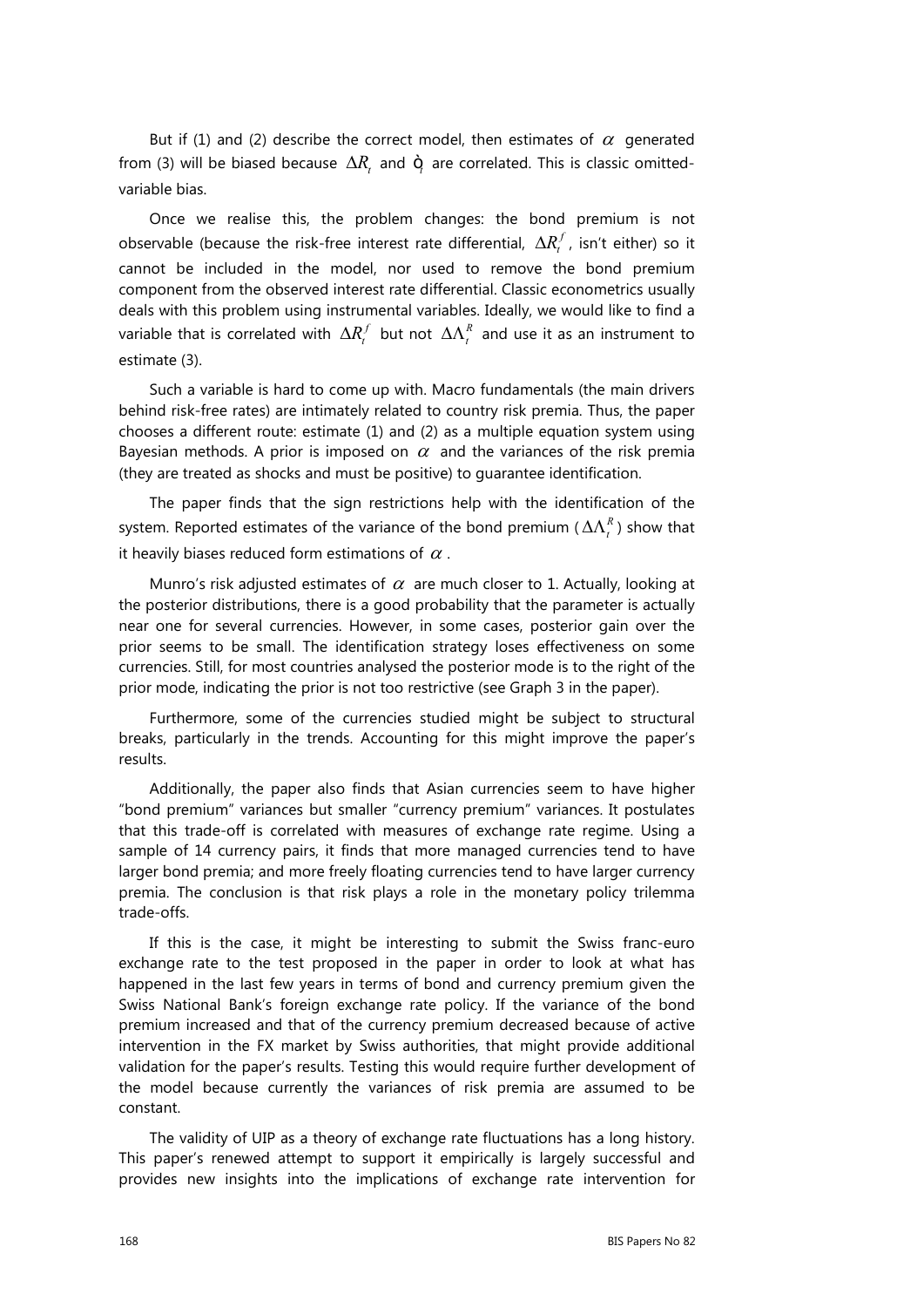But if (1) and (2) describe the correct model, then estimates of $\alpha$ generated from (3) will be biased because $\Delta R_t$ and $\epsilon_t$ are correlated. This is classic omitted-variable bias.

Once we realise this, the problem changes: the bond premium is not observable (because the risk-free interest rate differential, $\Delta R_t^f$, isn't either) so it cannot be included in the model, nor used to remove the bond premium component from the observed interest rate differential. Classic econometrics usually deals with this problem using instrumental variables. Ideally, we would like to find a variable that is correlated with $\Delta R_t^f$ but not $\Delta \Lambda_t^R$ and use it as an instrument to estimate (3).

Such a variable is hard to come up with. Macro fundamentals (the main drivers behind risk-free rates) are intimately related to country risk premia. Thus, the paper chooses a different route: estimate (1) and (2) as a multiple equation system using Bayesian methods. A prior is imposed on $\alpha$ and the variances of the risk premia (they are treated as shocks and must be positive) to guarantee identification.

The paper finds that the sign restrictions help with the identification of the system. Reported estimates of the variance of the bond premium ($\Delta \Lambda_t^R$) show that it heavily biases reduced form estimations of $\alpha$.

Munro's risk adjusted estimates of $\alpha$ are much closer to 1. Actually, looking at the posterior distributions, there is a good probability that the parameter is actually near one for several currencies. However, in some cases, posterior gain over the prior seems to be small. The identification strategy loses effectiveness on some currencies. Still, for most countries analysed the posterior mode is to the right of the prior mode, indicating the prior is not too restrictive (see Graph 3 in the paper).

Furthermore, some of the currencies studied might be subject to structural breaks, particularly in the trends. Accounting for this might improve the paper's results.

Additionally, the paper also finds that Asian currencies seem to have higher "bond premium" variances but smaller "currency premium" variances. It postulates that this trade-off is correlated with measures of exchange rate regime. Using a sample of 14 currency pairs, it finds that more managed currencies tend to have larger bond premia; and more freely floating currencies tend to have larger currency premia. The conclusion is that risk plays a role in the monetary policy trilemma trade-offs.

If this is the case, it might be interesting to submit the Swiss franc-euro exchange rate to the test proposed in the paper in order to look at what has happened in the last few years in terms of bond and currency premium given the Swiss National Bank's foreign exchange rate policy. If the variance of the bond premium increased and that of the currency premium decreased because of active intervention in the FX market by Swiss authorities, that might provide additional validation for the paper's results. Testing this would require further development of the model because currently the variances of risk premia are assumed to be constant.

The validity of UIP as a theory of exchange rate fluctuations has a long history. This paper's renewed attempt to support it empirically is largely successful and provides new insights into the implications of exchange rate intervention for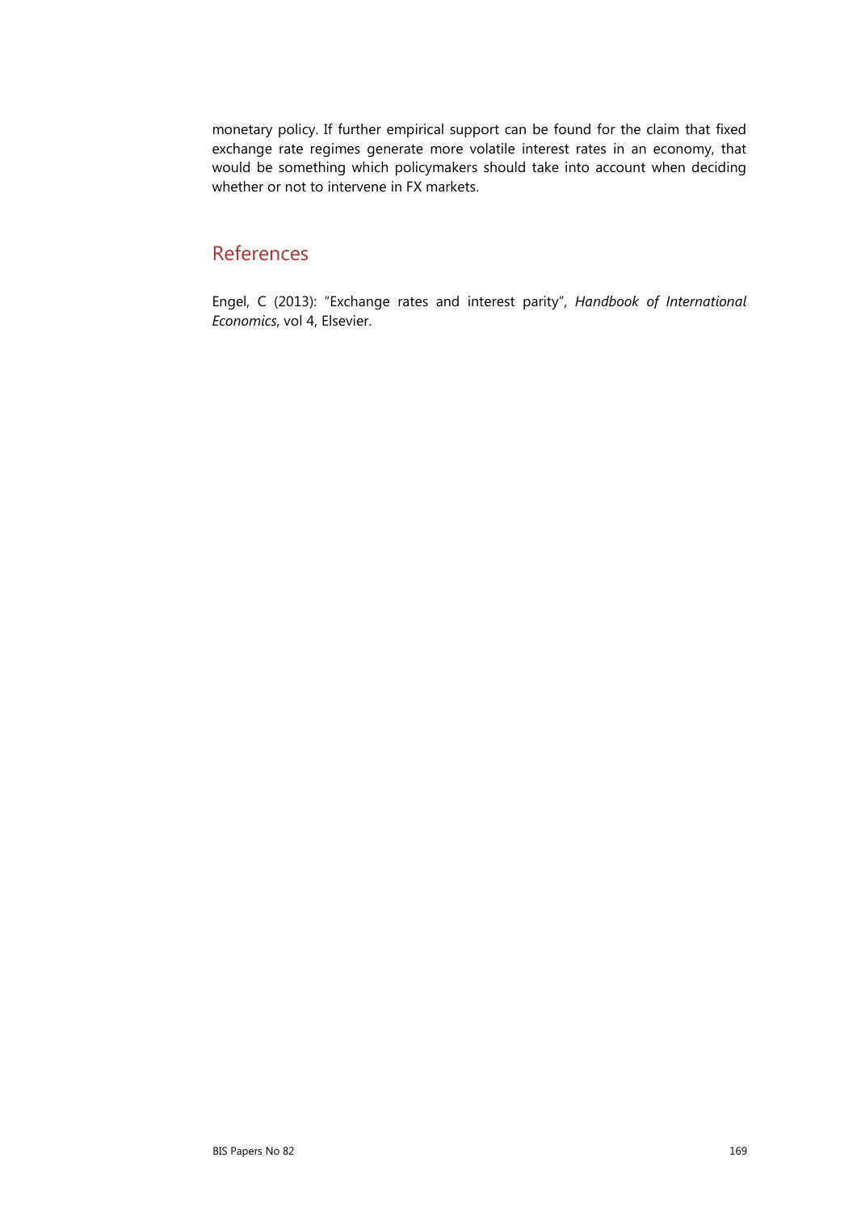monetary policy. If further empirical support can be found for the claim that fixed exchange rate regimes generate more volatile interest rates in an economy, that would be something which policymakers should take into account when deciding whether or not to intervene in FX markets.

## References

Engel, C (2013): "Exchange rates and interest parity", *Handbook of International Economics*, vol 4, Elsevier.